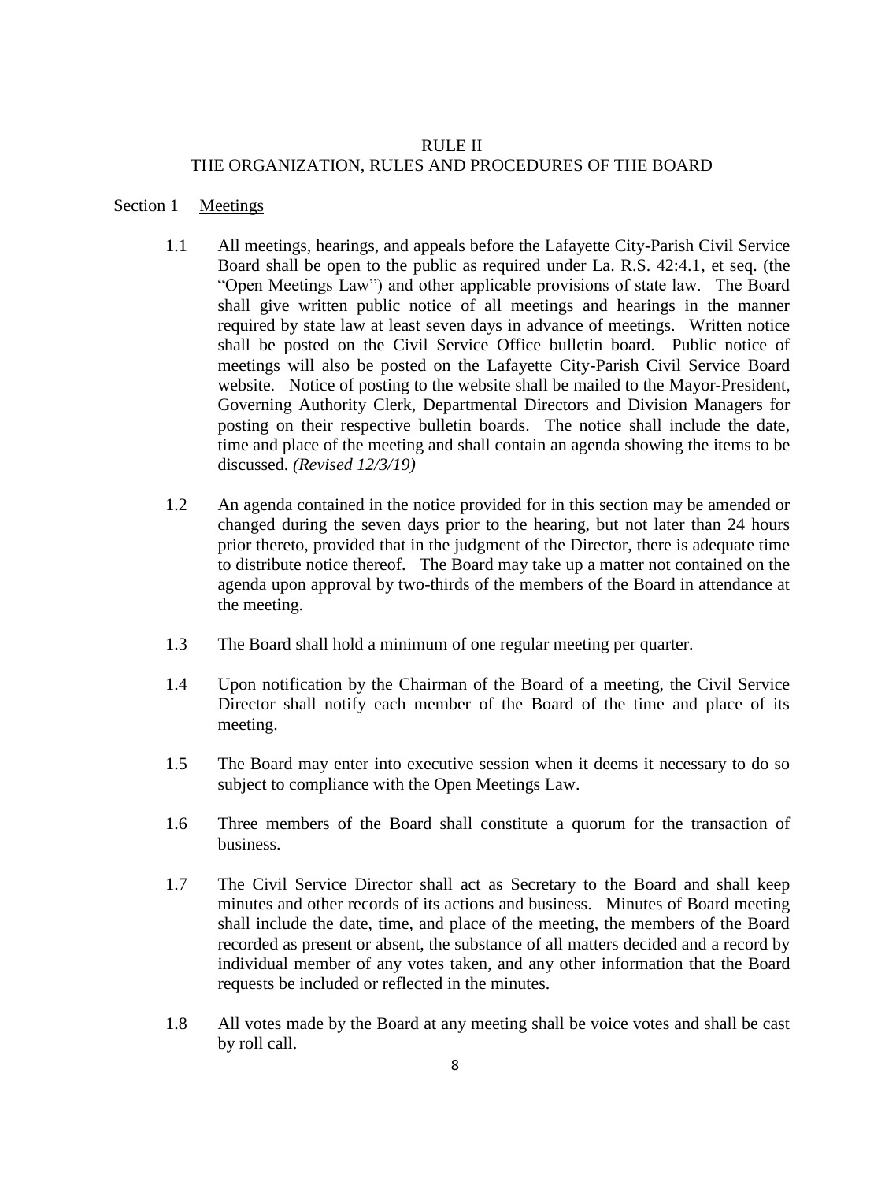# RULE II
# THE ORGANIZATION, RULES AND PROCEDURES OF THE BOARD

## Section 1 Meetings

1.1 All meetings, hearings, and appeals before the Lafayette City-Parish Civil Service Board shall be open to the public as required under La. R.S. 42:4.1, et seq. (the "Open Meetings Law") and other applicable provisions of state law. The Board shall give written public notice of all meetings and hearings in the manner required by state law at least seven days in advance of meetings. Written notice shall be posted on the Civil Service Office bulletin board. Public notice of meetings will also be posted on the Lafayette City-Parish Civil Service Board website. Notice of posting to the website shall be mailed to the Mayor-President, Governing Authority Clerk, Departmental Directors and Division Managers for posting on their respective bulletin boards. The notice shall include the date, time and place of the meeting and shall contain an agenda showing the items to be discussed. *(Revised 12/3/19)*

1.2 An agenda contained in the notice provided for in this section may be amended or changed during the seven days prior to the hearing, but not later than 24 hours prior thereto, provided that in the judgment of the Director, there is adequate time to distribute notice thereof. The Board may take up a matter not contained on the agenda upon approval by two-thirds of the members of the Board in attendance at the meeting.

1.3 The Board shall hold a minimum of one regular meeting per quarter.

1.4 Upon notification by the Chairman of the Board of a meeting, the Civil Service Director shall notify each member of the Board of the time and place of its meeting.

1.5 The Board may enter into executive session when it deems it necessary to do so subject to compliance with the Open Meetings Law.

1.6 Three members of the Board shall constitute a quorum for the transaction of business.

1.7 The Civil Service Director shall act as Secretary to the Board and shall keep minutes and other records of its actions and business. Minutes of Board meeting shall include the date, time, and place of the meeting, the members of the Board recorded as present or absent, the substance of all matters decided and a record by individual member of any votes taken, and any other information that the Board requests be included or reflected in the minutes.

1.8 All votes made by the Board at any meeting shall be voice votes and shall be cast by roll call.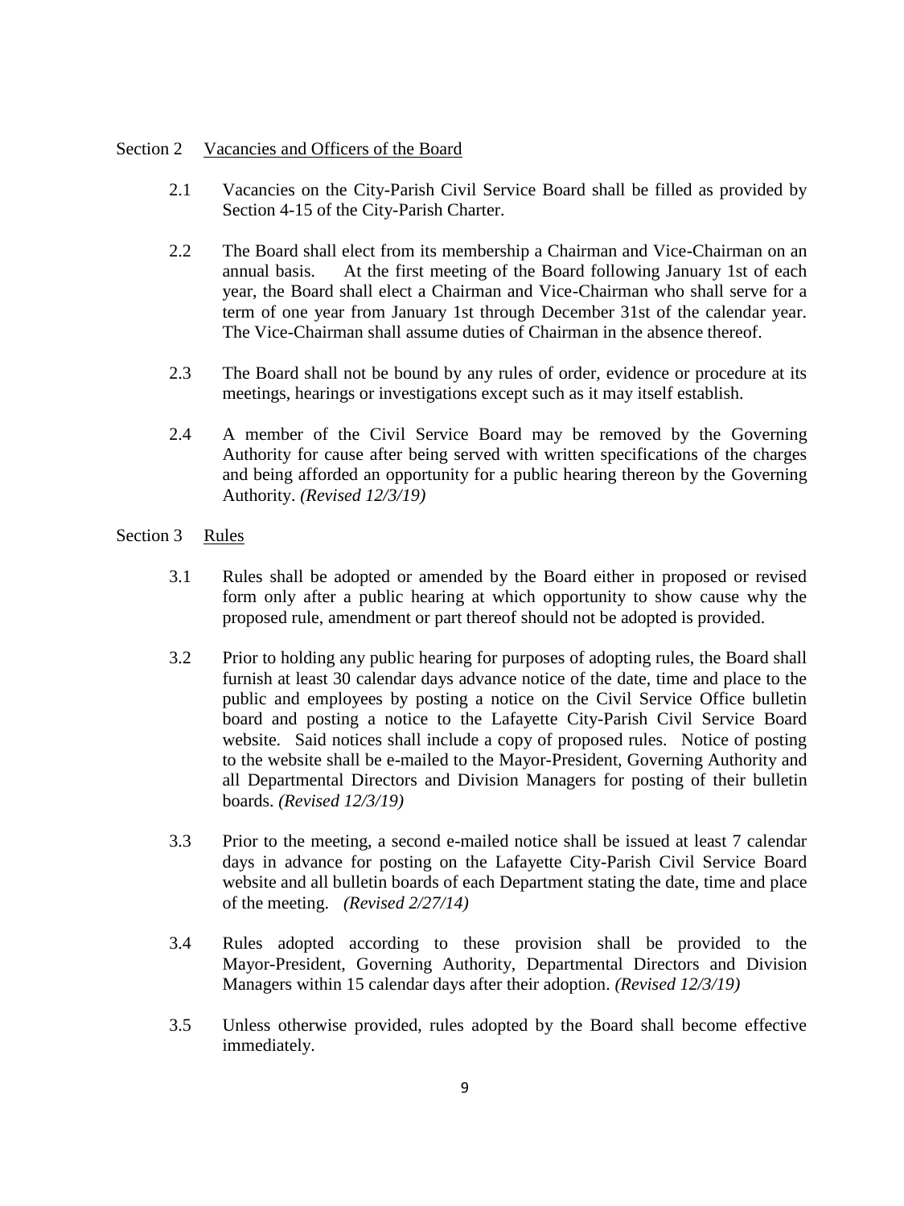## Section 2 Vacancies and Officers of the Board

2.1 Vacancies on the City-Parish Civil Service Board shall be filled as provided by Section 4-15 of the City-Parish Charter.

2.2 The Board shall elect from its membership a Chairman and Vice-Chairman on an annual basis. At the first meeting of the Board following January 1st of each year, the Board shall elect a Chairman and Vice-Chairman who shall serve for a term of one year from January 1st through December 31st of the calendar year. The Vice-Chairman shall assume duties of Chairman in the absence thereof.

2.3 The Board shall not be bound by any rules of order, evidence or procedure at its meetings, hearings or investigations except such as it may itself establish.

2.4 A member of the Civil Service Board may be removed by the Governing Authority for cause after being served with written specifications of the charges and being afforded an opportunity for a public hearing thereon by the Governing Authority. *(Revised 12/3/19)*

## Section 3 Rules

3.1 Rules shall be adopted or amended by the Board either in proposed or revised form only after a public hearing at which opportunity to show cause why the proposed rule, amendment or part thereof should not be adopted is provided.

3.2 Prior to holding any public hearing for purposes of adopting rules, the Board shall furnish at least 30 calendar days advance notice of the date, time and place to the public and employees by posting a notice on the Civil Service Office bulletin board and posting a notice to the Lafayette City-Parish Civil Service Board website. Said notices shall include a copy of proposed rules. Notice of posting to the website shall be e-mailed to the Mayor-President, Governing Authority and all Departmental Directors and Division Managers for posting of their bulletin boards. *(Revised 12/3/19)*

3.3 Prior to the meeting, a second e-mailed notice shall be issued at least 7 calendar days in advance for posting on the Lafayette City-Parish Civil Service Board website and all bulletin boards of each Department stating the date, time and place of the meeting. *(Revised 2/27/14)*

3.4 Rules adopted according to these provision shall be provided to the Mayor-President, Governing Authority, Departmental Directors and Division Managers within 15 calendar days after their adoption. *(Revised 12/3/19)*

3.5 Unless otherwise provided, rules adopted by the Board shall become effective immediately.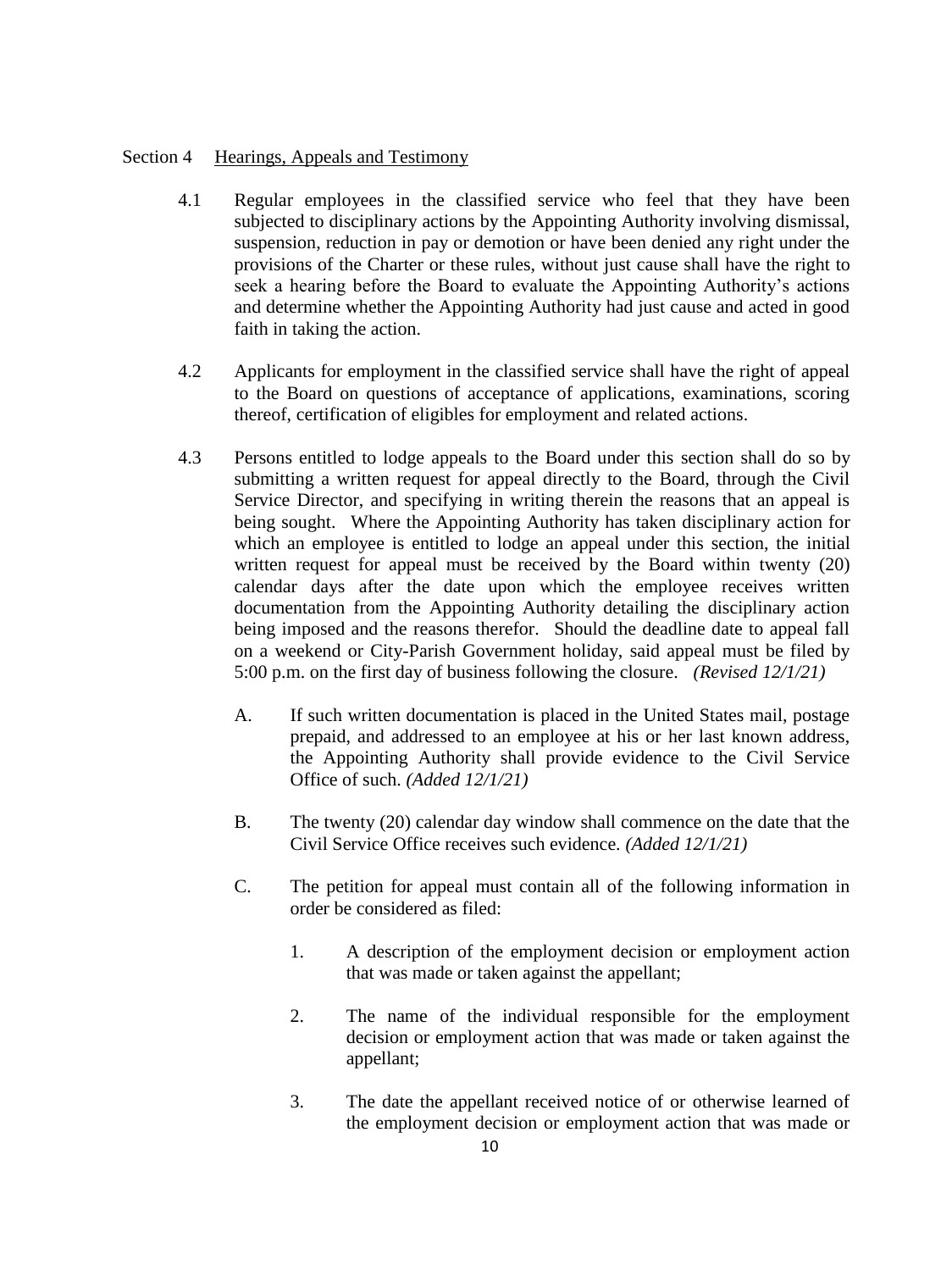## Section 4 Hearings, Appeals and Testimony

4.1 Regular employees in the classified service who feel that they have been subjected to disciplinary actions by the Appointing Authority involving dismissal, suspension, reduction in pay or demotion or have been denied any right under the provisions of the Charter or these rules, without just cause shall have the right to seek a hearing before the Board to evaluate the Appointing Authority's actions and determine whether the Appointing Authority had just cause and acted in good faith in taking the action.

4.2 Applicants for employment in the classified service shall have the right of appeal to the Board on questions of acceptance of applications, examinations, scoring thereof, certification of eligibles for employment and related actions.

4.3 Persons entitled to lodge appeals to the Board under this section shall do so by submitting a written request for appeal directly to the Board, through the Civil Service Director, and specifying in writing therein the reasons that an appeal is being sought. Where the Appointing Authority has taken disciplinary action for which an employee is entitled to lodge an appeal under this section, the initial written request for appeal must be received by the Board within twenty (20) calendar days after the date upon which the employee receives written documentation from the Appointing Authority detailing the disciplinary action being imposed and the reasons therefor. Should the deadline date to appeal fall on a weekend or City-Parish Government holiday, said appeal must be filed by 5:00 p.m. on the first day of business following the closure. *(Revised 12/1/21)*

   A. If such written documentation is placed in the United States mail, postage prepaid, and addressed to an employee at his or her last known address, the Appointing Authority shall provide evidence to the Civil Service Office of such. *(Added 12/1/21)*

   B. The twenty (20) calendar day window shall commence on the date that the Civil Service Office receives such evidence. *(Added 12/1/21)*

   C. The petition for appeal must contain all of the following information in order be considered as filed:

      1. A description of the employment decision or employment action that was made or taken against the appellant;

      2. The name of the individual responsible for the employment decision or employment action that was made or taken against the appellant;

      3. The date the appellant received notice of or otherwise learned of the employment decision or employment action that was made or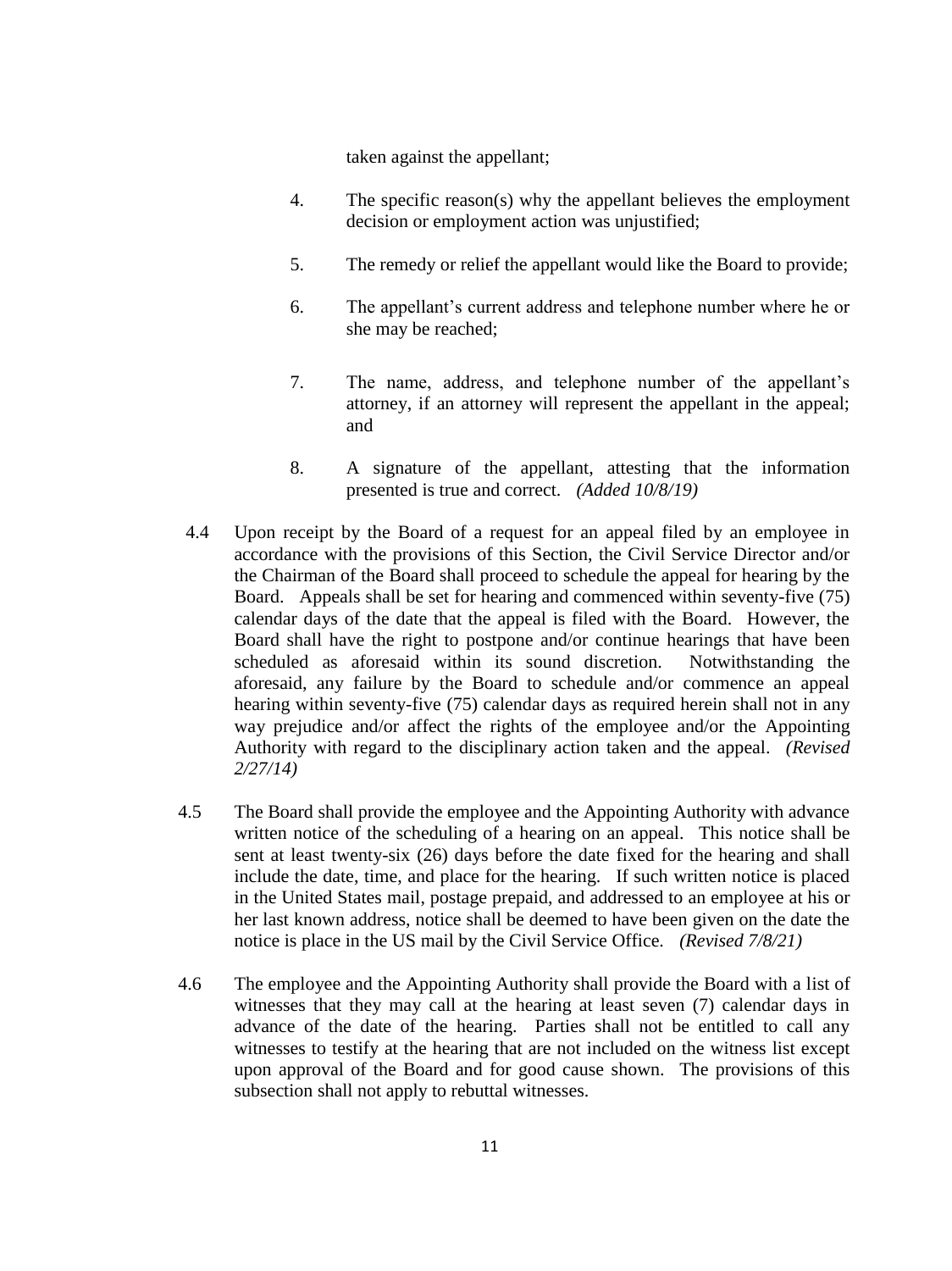taken against the appellant;

4. The specific reason(s) why the appellant believes the employment decision or employment action was unjustified;

5. The remedy or relief the appellant would like the Board to provide;

6. The appellant's current address and telephone number where he or she may be reached;

7. The name, address, and telephone number of the appellant's attorney, if an attorney will represent the appellant in the appeal; and

8. A signature of the appellant, attesting that the information presented is true and correct. *(Added 10/8/19)*

4.4 Upon receipt by the Board of a request for an appeal filed by an employee in accordance with the provisions of this Section, the Civil Service Director and/or the Chairman of the Board shall proceed to schedule the appeal for hearing by the Board. Appeals shall be set for hearing and commenced within seventy-five (75) calendar days of the date that the appeal is filed with the Board. However, the Board shall have the right to postpone and/or continue hearings that have been scheduled as aforesaid within its sound discretion. Notwithstanding the aforesaid, any failure by the Board to schedule and/or commence an appeal hearing within seventy-five (75) calendar days as required herein shall not in any way prejudice and/or affect the rights of the employee and/or the Appointing Authority with regard to the disciplinary action taken and the appeal. *(Revised 2/27/14)*

4.5 The Board shall provide the employee and the Appointing Authority with advance written notice of the scheduling of a hearing on an appeal. This notice shall be sent at least twenty-six (26) days before the date fixed for the hearing and shall include the date, time, and place for the hearing. If such written notice is placed in the United States mail, postage prepaid, and addressed to an employee at his or her last known address, notice shall be deemed to have been given on the date the notice is place in the US mail by the Civil Service Office. *(Revised 7/8/21)*

4.6 The employee and the Appointing Authority shall provide the Board with a list of witnesses that they may call at the hearing at least seven (7) calendar days in advance of the date of the hearing. Parties shall not be entitled to call any witnesses to testify at the hearing that are not included on the witness list except upon approval of the Board and for good cause shown. The provisions of this subsection shall not apply to rebuttal witnesses.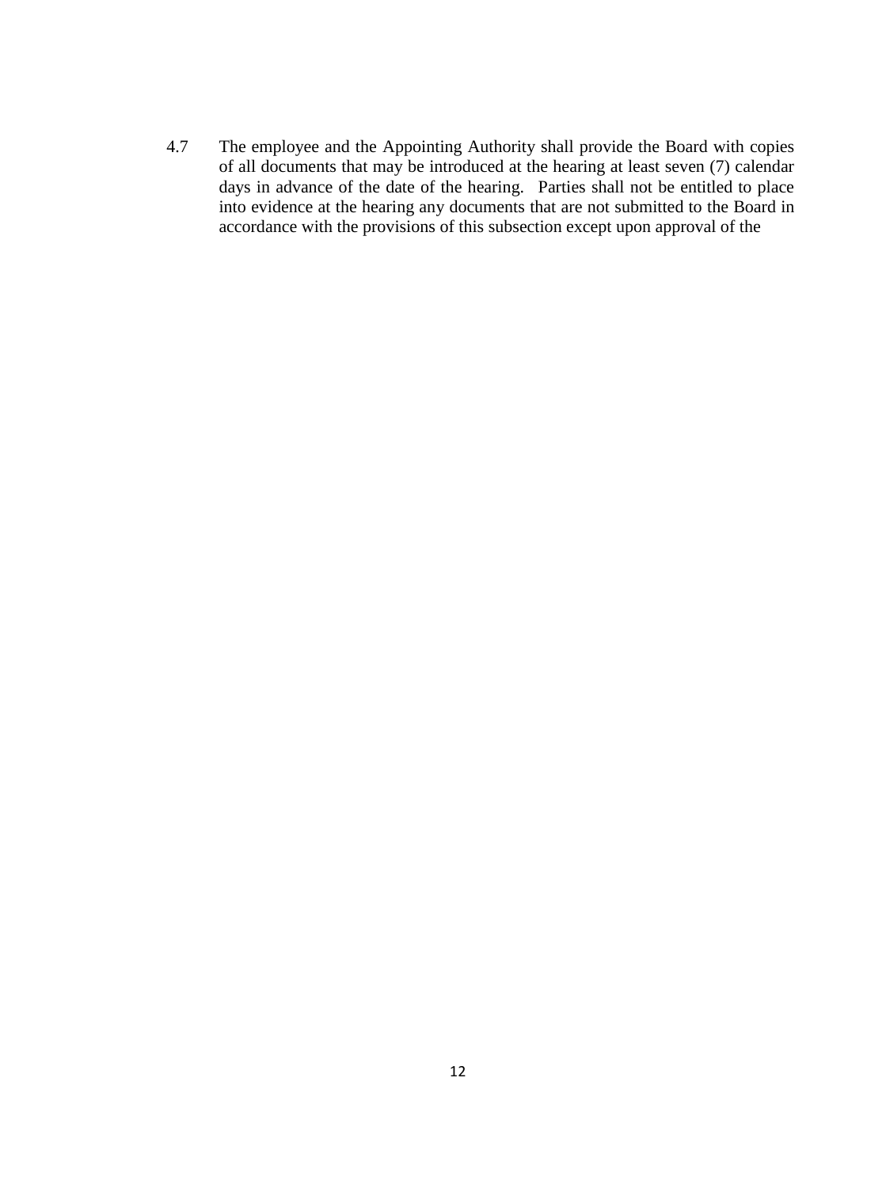4.7 The employee and the Appointing Authority shall provide the Board with copies of all documents that may be introduced at the hearing at least seven (7) calendar days in advance of the date of the hearing. Parties shall not be entitled to place into evidence at the hearing any documents that are not submitted to the Board in accordance with the provisions of this subsection except upon approval of the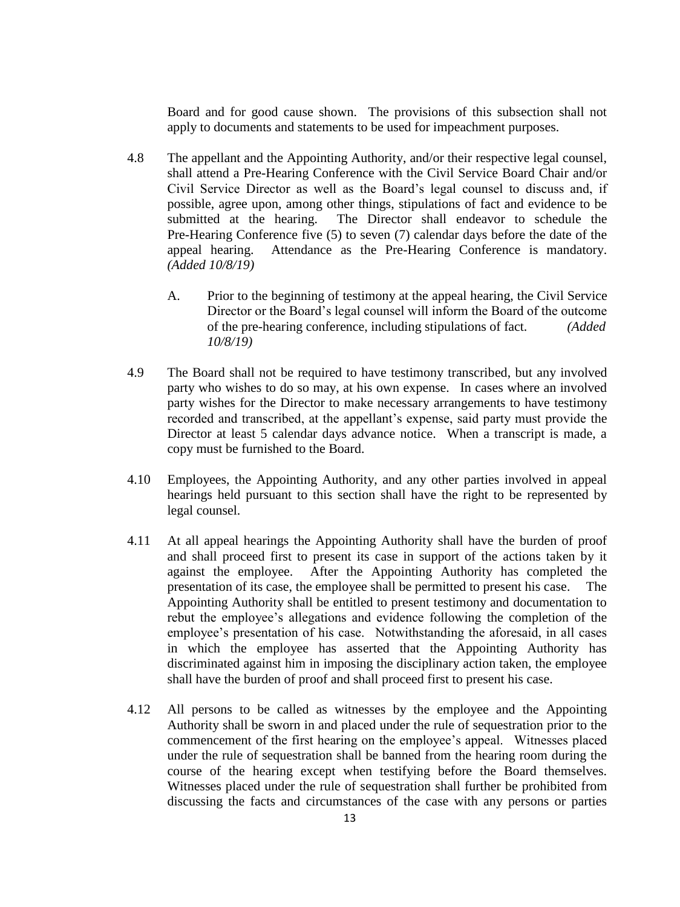Board and for good cause shown. The provisions of this subsection shall not apply to documents and statements to be used for impeachment purposes.

4.8 The appellant and the Appointing Authority, and/or their respective legal counsel, shall attend a Pre-Hearing Conference with the Civil Service Board Chair and/or Civil Service Director as well as the Board's legal counsel to discuss and, if possible, agree upon, among other things, stipulations of fact and evidence to be submitted at the hearing. The Director shall endeavor to schedule the Pre-Hearing Conference five (5) to seven (7) calendar days before the date of the appeal hearing. Attendance as the Pre-Hearing Conference is mandatory. *(Added 10/8/19)*

   A. Prior to the beginning of testimony at the appeal hearing, the Civil Service Director or the Board's legal counsel will inform the Board of the outcome of the pre-hearing conference, including stipulations of fact. *(Added 10/8/19)*

4.9 The Board shall not be required to have testimony transcribed, but any involved party who wishes to do so may, at his own expense. In cases where an involved party wishes for the Director to make necessary arrangements to have testimony recorded and transcribed, at the appellant's expense, said party must provide the Director at least 5 calendar days advance notice. When a transcript is made, a copy must be furnished to the Board.

4.10 Employees, the Appointing Authority, and any other parties involved in appeal hearings held pursuant to this section shall have the right to be represented by legal counsel.

4.11 At all appeal hearings the Appointing Authority shall have the burden of proof and shall proceed first to present its case in support of the actions taken by it against the employee. After the Appointing Authority has completed the presentation of its case, the employee shall be permitted to present his case. The Appointing Authority shall be entitled to present testimony and documentation to rebut the employee's allegations and evidence following the completion of the employee's presentation of his case. Notwithstanding the aforesaid, in all cases in which the employee has asserted that the Appointing Authority has discriminated against him in imposing the disciplinary action taken, the employee shall have the burden of proof and shall proceed first to present his case.

4.12 All persons to be called as witnesses by the employee and the Appointing Authority shall be sworn in and placed under the rule of sequestration prior to the commencement of the first hearing on the employee's appeal. Witnesses placed under the rule of sequestration shall be banned from the hearing room during the course of the hearing except when testifying before the Board themselves. Witnesses placed under the rule of sequestration shall further be prohibited from discussing the facts and circumstances of the case with any persons or parties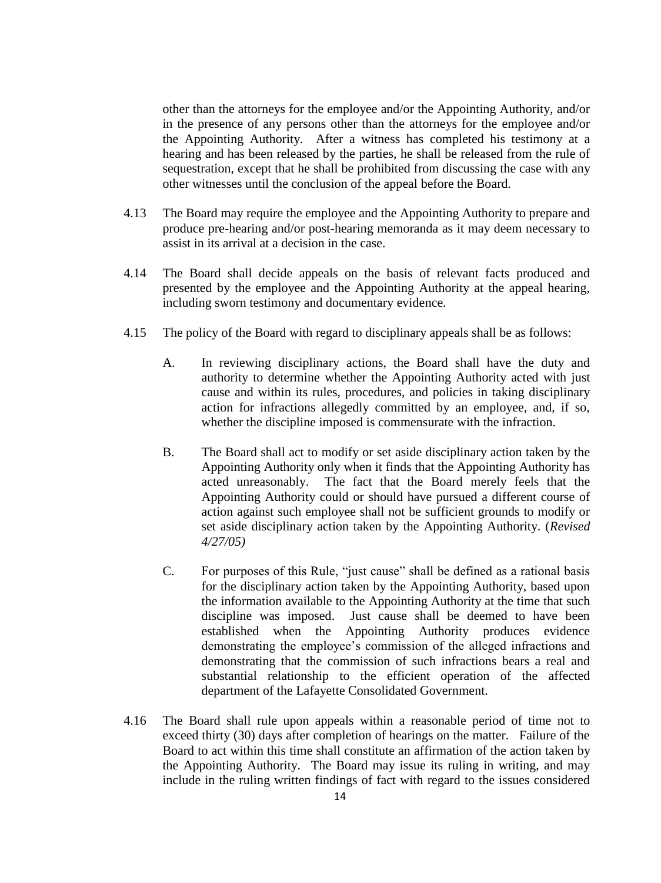other than the attorneys for the employee and/or the Appointing Authority, and/or in the presence of any persons other than the attorneys for the employee and/or the Appointing Authority. After a witness has completed his testimony at a hearing and has been released by the parties, he shall be released from the rule of sequestration, except that he shall be prohibited from discussing the case with any other witnesses until the conclusion of the appeal before the Board.

4.13 The Board may require the employee and the Appointing Authority to prepare and produce pre-hearing and/or post-hearing memoranda as it may deem necessary to assist in its arrival at a decision in the case.

4.14 The Board shall decide appeals on the basis of relevant facts produced and presented by the employee and the Appointing Authority at the appeal hearing, including sworn testimony and documentary evidence.

4.15 The policy of the Board with regard to disciplinary appeals shall be as follows:

A. In reviewing disciplinary actions, the Board shall have the duty and authority to determine whether the Appointing Authority acted with just cause and within its rules, procedures, and policies in taking disciplinary action for infractions allegedly committed by an employee, and, if so, whether the discipline imposed is commensurate with the infraction.

B. The Board shall act to modify or set aside disciplinary action taken by the Appointing Authority only when it finds that the Appointing Authority has acted unreasonably. The fact that the Board merely feels that the Appointing Authority could or should have pursued a different course of action against such employee shall not be sufficient grounds to modify or set aside disciplinary action taken by the Appointing Authority. (*Revised 4/27/05)*

C. For purposes of this Rule, "just cause" shall be defined as a rational basis for the disciplinary action taken by the Appointing Authority, based upon the information available to the Appointing Authority at the time that such discipline was imposed. Just cause shall be deemed to have been established when the Appointing Authority produces evidence demonstrating the employee's commission of the alleged infractions and demonstrating that the commission of such infractions bears a real and substantial relationship to the efficient operation of the affected department of the Lafayette Consolidated Government.

4.16 The Board shall rule upon appeals within a reasonable period of time not to exceed thirty (30) days after completion of hearings on the matter. Failure of the Board to act within this time shall constitute an affirmation of the action taken by the Appointing Authority. The Board may issue its ruling in writing, and may include in the ruling written findings of fact with regard to the issues considered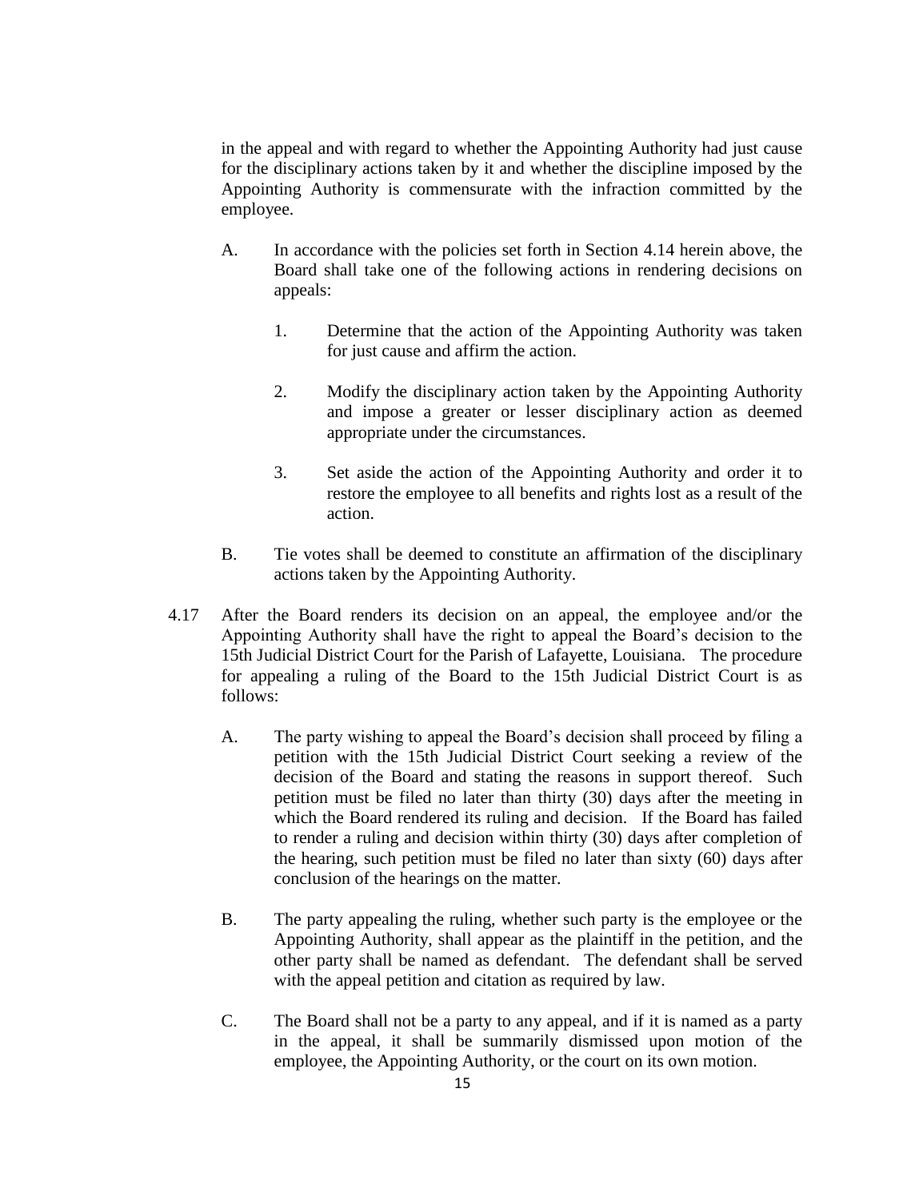in the appeal and with regard to whether the Appointing Authority had just cause for the disciplinary actions taken by it and whether the discipline imposed by the Appointing Authority is commensurate with the infraction committed by the employee.

A. In accordance with the policies set forth in Section 4.14 herein above, the Board shall take one of the following actions in rendering decisions on appeals:

   1. Determine that the action of the Appointing Authority was taken for just cause and affirm the action.

   2. Modify the disciplinary action taken by the Appointing Authority and impose a greater or lesser disciplinary action as deemed appropriate under the circumstances.

   3. Set aside the action of the Appointing Authority and order it to restore the employee to all benefits and rights lost as a result of the action.

B. Tie votes shall be deemed to constitute an affirmation of the disciplinary actions taken by the Appointing Authority.

4.17 After the Board renders its decision on an appeal, the employee and/or the Appointing Authority shall have the right to appeal the Board's decision to the 15th Judicial District Court for the Parish of Lafayette, Louisiana. The procedure for appealing a ruling of the Board to the 15th Judicial District Court is as follows:

A. The party wishing to appeal the Board's decision shall proceed by filing a petition with the 15th Judicial District Court seeking a review of the decision of the Board and stating the reasons in support thereof. Such petition must be filed no later than thirty (30) days after the meeting in which the Board rendered its ruling and decision. If the Board has failed to render a ruling and decision within thirty (30) days after completion of the hearing, such petition must be filed no later than sixty (60) days after conclusion of the hearings on the matter.

B. The party appealing the ruling, whether such party is the employee or the Appointing Authority, shall appear as the plaintiff in the petition, and the other party shall be named as defendant. The defendant shall be served with the appeal petition and citation as required by law.

C. The Board shall not be a party to any appeal, and if it is named as a party in the appeal, it shall be summarily dismissed upon motion of the employee, the Appointing Authority, or the court on its own motion.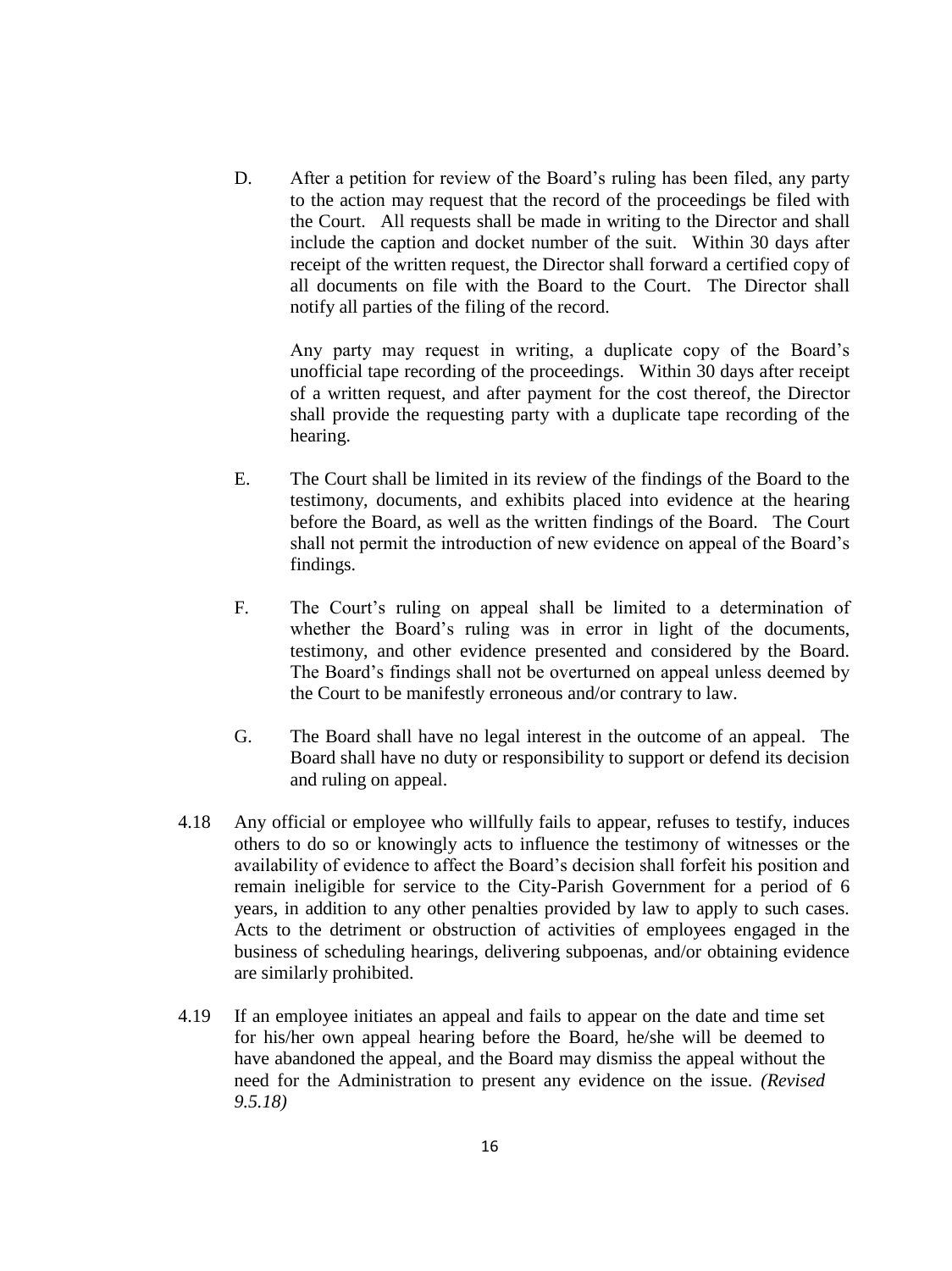D. After a petition for review of the Board's ruling has been filed, any party to the action may request that the record of the proceedings be filed with the Court. All requests shall be made in writing to the Director and shall include the caption and docket number of the suit. Within 30 days after receipt of the written request, the Director shall forward a certified copy of all documents on file with the Board to the Court. The Director shall notify all parties of the filing of the record.

   Any party may request in writing, a duplicate copy of the Board's unofficial tape recording of the proceedings. Within 30 days after receipt of a written request, and after payment for the cost thereof, the Director shall provide the requesting party with a duplicate tape recording of the hearing.

E. The Court shall be limited in its review of the findings of the Board to the testimony, documents, and exhibits placed into evidence at the hearing before the Board, as well as the written findings of the Board. The Court shall not permit the introduction of new evidence on appeal of the Board's findings.

F. The Court's ruling on appeal shall be limited to a determination of whether the Board's ruling was in error in light of the documents, testimony, and other evidence presented and considered by the Board. The Board's findings shall not be overturned on appeal unless deemed by the Court to be manifestly erroneous and/or contrary to law.

G. The Board shall have no legal interest in the outcome of an appeal. The Board shall have no duty or responsibility to support or defend its decision and ruling on appeal.

4.18 Any official or employee who willfully fails to appear, refuses to testify, induces others to do so or knowingly acts to influence the testimony of witnesses or the availability of evidence to affect the Board's decision shall forfeit his position and remain ineligible for service to the City-Parish Government for a period of 6 years, in addition to any other penalties provided by law to apply to such cases. Acts to the detriment or obstruction of activities of employees engaged in the business of scheduling hearings, delivering subpoenas, and/or obtaining evidence are similarly prohibited.

4.19 If an employee initiates an appeal and fails to appear on the date and time set for his/her own appeal hearing before the Board, he/she will be deemed to have abandoned the appeal, and the Board may dismiss the appeal without the need for the Administration to present any evidence on the issue. *(Revised 9.5.18)*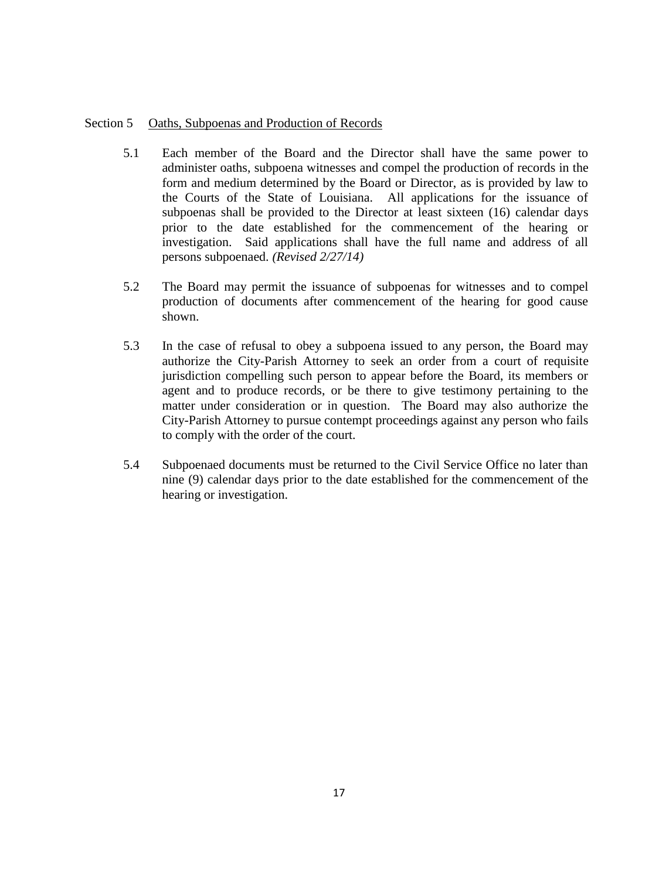## Section 5 Oaths, Subpoenas and Production of Records

5.1 Each member of the Board and the Director shall have the same power to administer oaths, subpoena witnesses and compel the production of records in the form and medium determined by the Board or Director, as is provided by law to the Courts of the State of Louisiana. All applications for the issuance of subpoenas shall be provided to the Director at least sixteen (16) calendar days prior to the date established for the commencement of the hearing or investigation. Said applications shall have the full name and address of all persons subpoenaed. *(Revised 2/27/14)*

5.2 The Board may permit the issuance of subpoenas for witnesses and to compel production of documents after commencement of the hearing for good cause shown.

5.3 In the case of refusal to obey a subpoena issued to any person, the Board may authorize the City-Parish Attorney to seek an order from a court of requisite jurisdiction compelling such person to appear before the Board, its members or agent and to produce records, or be there to give testimony pertaining to the matter under consideration or in question. The Board may also authorize the City-Parish Attorney to pursue contempt proceedings against any person who fails to comply with the order of the court.

5.4 Subpoenaed documents must be returned to the Civil Service Office no later than nine (9) calendar days prior to the date established for the commencement of the hearing or investigation.